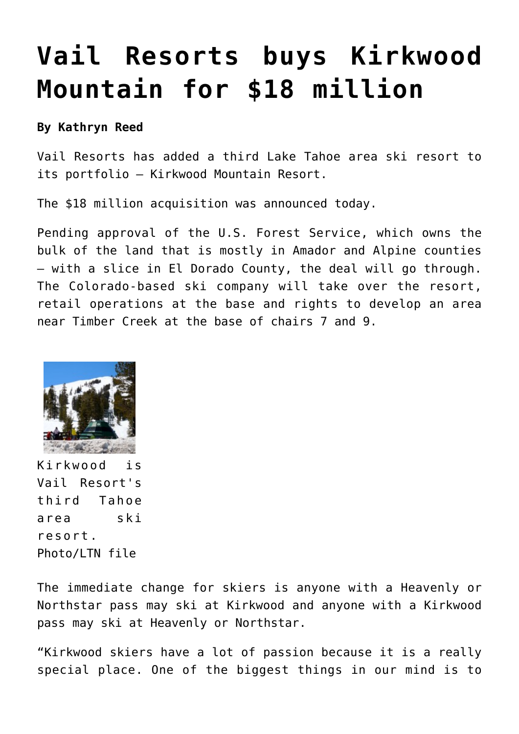# Vail Resorts buys Kirkwood Mountain for $18 million

**By Kathryn Reed**

Vail Resorts has added a third Lake Tahoe area ski resort to its portfolio – Kirkwood Mountain Resort.

The $18 million acquisition was announced today.

Pending approval of the U.S. Forest Service, which owns the bulk of the land that is mostly in Amador and Alpine counties – with a slice in El Dorado County, the deal will go through. The Colorado-based ski company will take over the resort, retail operations at the base and rights to develop an area near Timber Creek at the base of chairs 7 and 9.

Kirkwood is Vail Resort's third Tahoe area ski resort. Photo/LTN file

The immediate change for skiers is anyone with a Heavenly or Northstar pass may ski at Kirkwood and anyone with a Kirkwood pass may ski at Heavenly or Northstar.

"Kirkwood skiers have a lot of passion because it is a really special place. One of the biggest things in our mind is to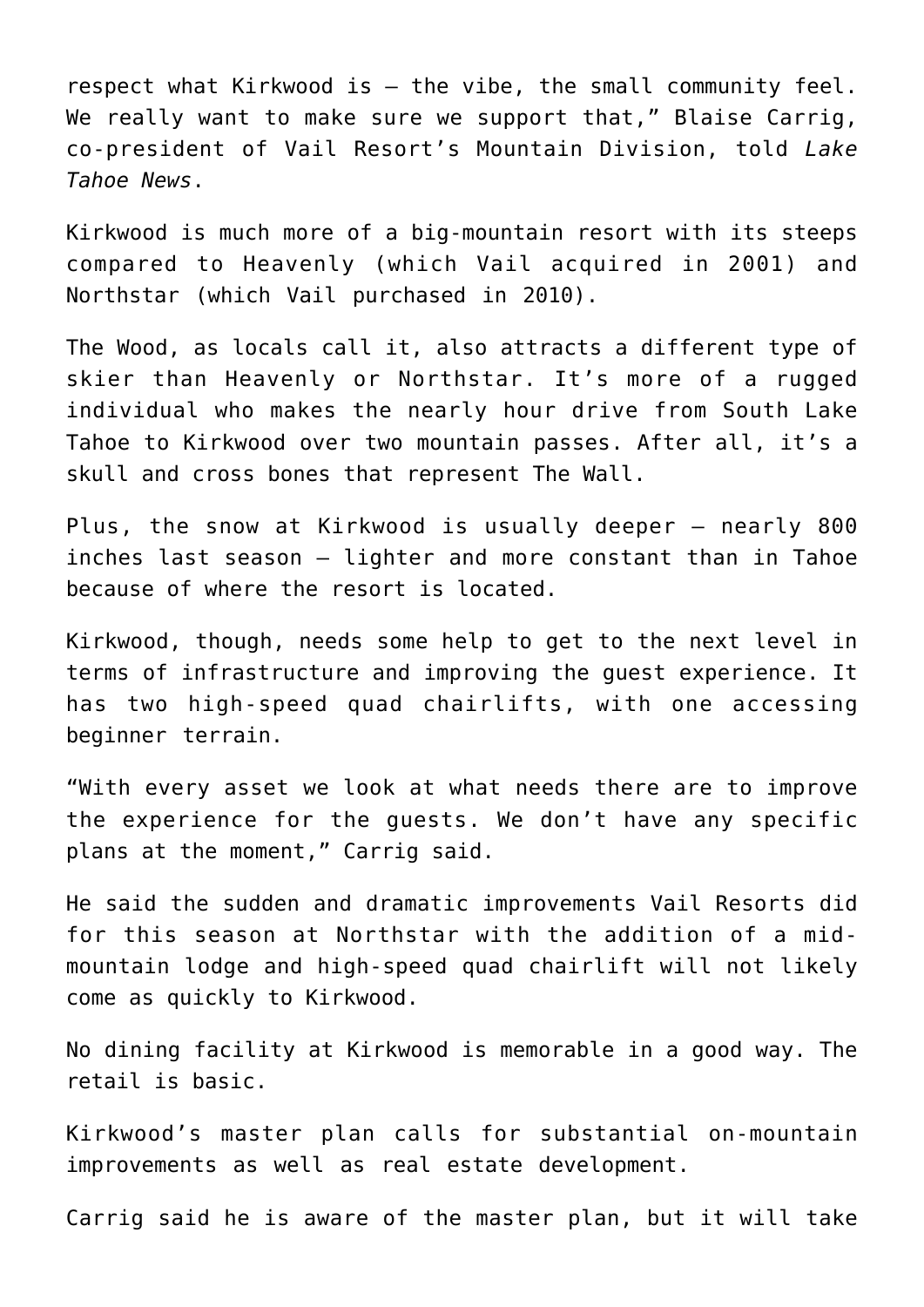respect what Kirkwood is — the vibe, the small community feel. We really want to make sure we support that," Blaise Carrig, co-president of Vail Resort's Mountain Division, told *Lake Tahoe News*.

Kirkwood is much more of a big-mountain resort with its steeps compared to Heavenly (which Vail acquired in 2001) and Northstar (which Vail purchased in 2010).

The Wood, as locals call it, also attracts a different type of skier than Heavenly or Northstar. It's more of a rugged individual who makes the nearly hour drive from South Lake Tahoe to Kirkwood over two mountain passes. After all, it's a skull and cross bones that represent The Wall.

Plus, the snow at Kirkwood is usually deeper — nearly 800 inches last season — lighter and more constant than in Tahoe because of where the resort is located.

Kirkwood, though, needs some help to get to the next level in terms of infrastructure and improving the guest experience. It has two high-speed quad chairlifts, with one accessing beginner terrain.

"With every asset we look at what needs there are to improve the experience for the guests. We don't have any specific plans at the moment," Carrig said.

He said the sudden and dramatic improvements Vail Resorts did for this season at Northstar with the addition of a mid-mountain lodge and high-speed quad chairlift will not likely come as quickly to Kirkwood.

No dining facility at Kirkwood is memorable in a good way. The retail is basic.

Kirkwood's master plan calls for substantial on-mountain improvements as well as real estate development.

Carrig said he is aware of the master plan, but it will take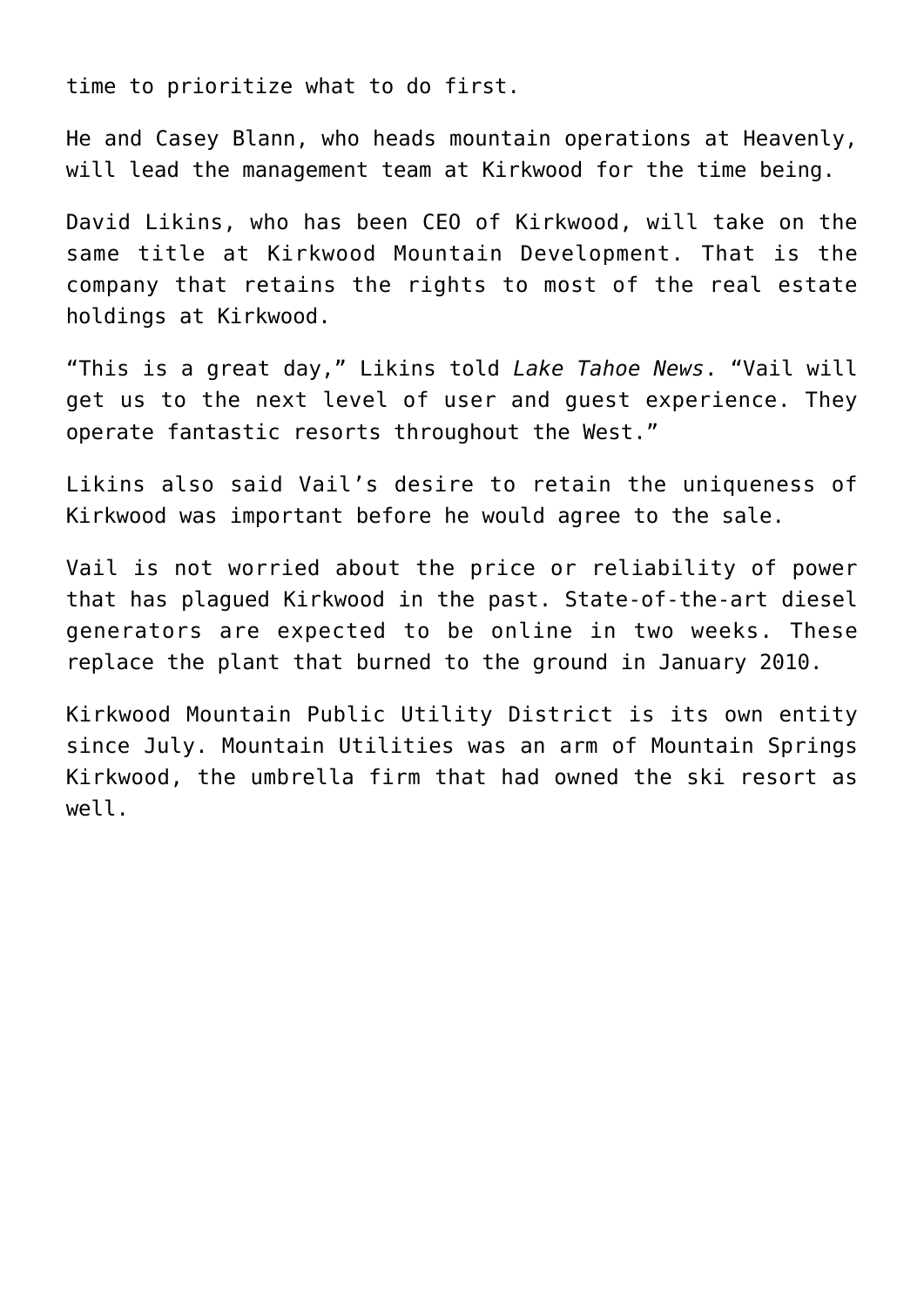time to prioritize what to do first.

He and Casey Blann, who heads mountain operations at Heavenly, will lead the management team at Kirkwood for the time being.

David Likins, who has been CEO of Kirkwood, will take on the same title at Kirkwood Mountain Development. That is the company that retains the rights to most of the real estate holdings at Kirkwood.

“This is a great day,” Likins told *Lake Tahoe News*. “Vail will get us to the next level of user and guest experience. They operate fantastic resorts throughout the West.”

Likins also said Vail’s desire to retain the uniqueness of Kirkwood was important before he would agree to the sale.

Vail is not worried about the price or reliability of power that has plagued Kirkwood in the past. State-of-the-art diesel generators are expected to be online in two weeks. These replace the plant that burned to the ground in January 2010.

Kirkwood Mountain Public Utility District is its own entity since July. Mountain Utilities was an arm of Mountain Springs Kirkwood, the umbrella firm that had owned the ski resort as well.